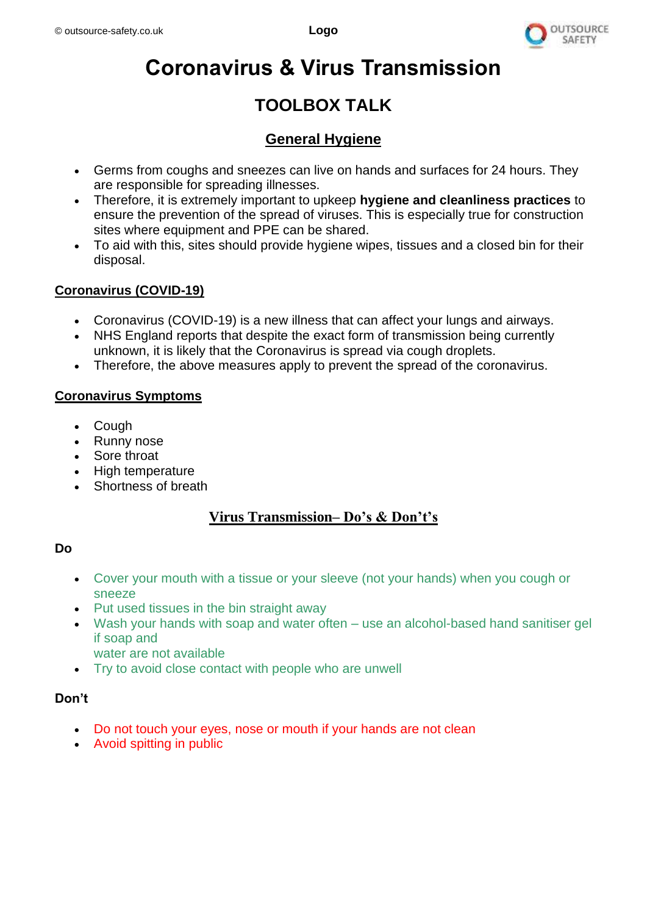# Coronavirus & Virus Transmission

## TOOLBOX TALK

### General Hygiene

- Germs from coughs and sneezes can live on hands and surfaces for 24 hours. They are responsible for spreading illnesses.
- Therefore, it is extremely important to upkeep **hygiene and cleanliness practices** to ensure the prevention of the spread of viruses. This is especially true for construction sites where equipment and PPE can be shared.
- To aid with this, sites should provide hygiene wipes, tissues and a closed bin for their disposal.

### Coronavirus (COVID-19)

- Coronavirus (COVID-19) is a new illness that can affect your lungs and airways.
- NHS England reports that despite the exact form of transmission being currently unknown, it is likely that the Coronavirus is spread via cough droplets.
- Therefore, the above measures apply to prevent the spread of the coronavirus.

### Coronavirus Symptoms

- Cough
- Runny nose
- Sore throat
- High temperature
- Shortness of breath

### Virus Transmission– Do's & Don't's

**Do**

- Cover your mouth with a tissue or your sleeve (not your hands) when you cough or sneeze
- Put used tissues in the bin straight away
- Wash your hands with soap and water often – use an alcohol-based hand sanitiser gel if soap and water are not available
- Try to avoid close contact with people who are unwell

**Don't**

- Do not touch your eyes, nose or mouth if your hands are not clean
- Avoid spitting in public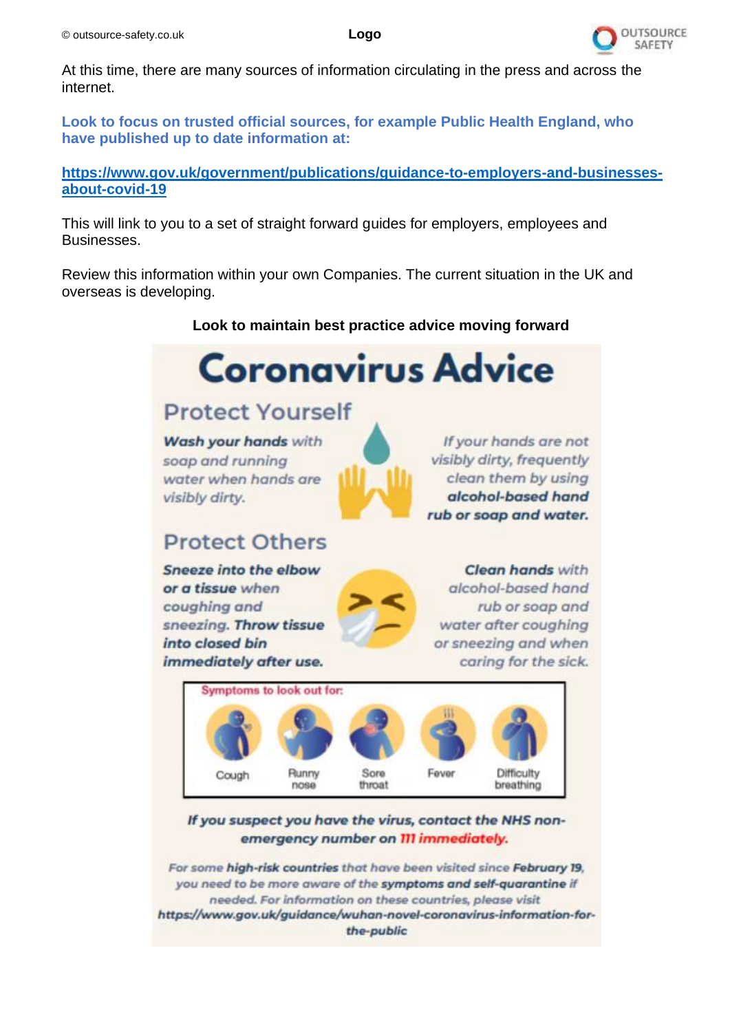At this time, there are many sources of information circulating in the press and across the internet.

**Look to focus on trusted official sources, for example Public Health England, who have published up to date information at:**

**[https://www.gov.uk/government/publications/guidance-to-employers-and-businesses-about-covid-19](https://www.gov.uk/government/publications/guidance-to-employers-and-businesses-about-covid-19)**

This will link to you to a set of straight forward guides for employers, employees and Businesses.

Review this information within your own Companies. The current situation in the UK and overseas is developing.

**Look to maintain best practice advice moving forward**

# Coronavirus Advice

## Protect Yourself

***Wash your hands*** *with soap and running water when hands are visibly dirty.*

*If your hands are not visibly dirty, frequently clean them by using* ***alcohol-based hand rub or soap and water.***

## Protect Others

***Sneeze into the elbow or a tissue*** *when coughing and sneezing.* ***Throw tissue into closed bin immediately after use.***

***Clean hands*** *with alcohol-based hand rub or soap and water after coughing or sneezing and when caring for the sick.*

Symptoms to look out for:

- Cough
- Runny nose
- Sore throat
- Fever
- Difficulty breathing

***If you suspect you have the virus, contact the NHS non-emergency number on 111 immediately.***

*For some* ***high-risk countries*** *that have been visited since* ***February 19****, you need to be more aware of the* ***symptoms and self-quarantine*** *if needed. For information on these countries, please visit* ***https://www.gov.uk/guidance/wuhan-novel-coronavirus-information-for-the-public***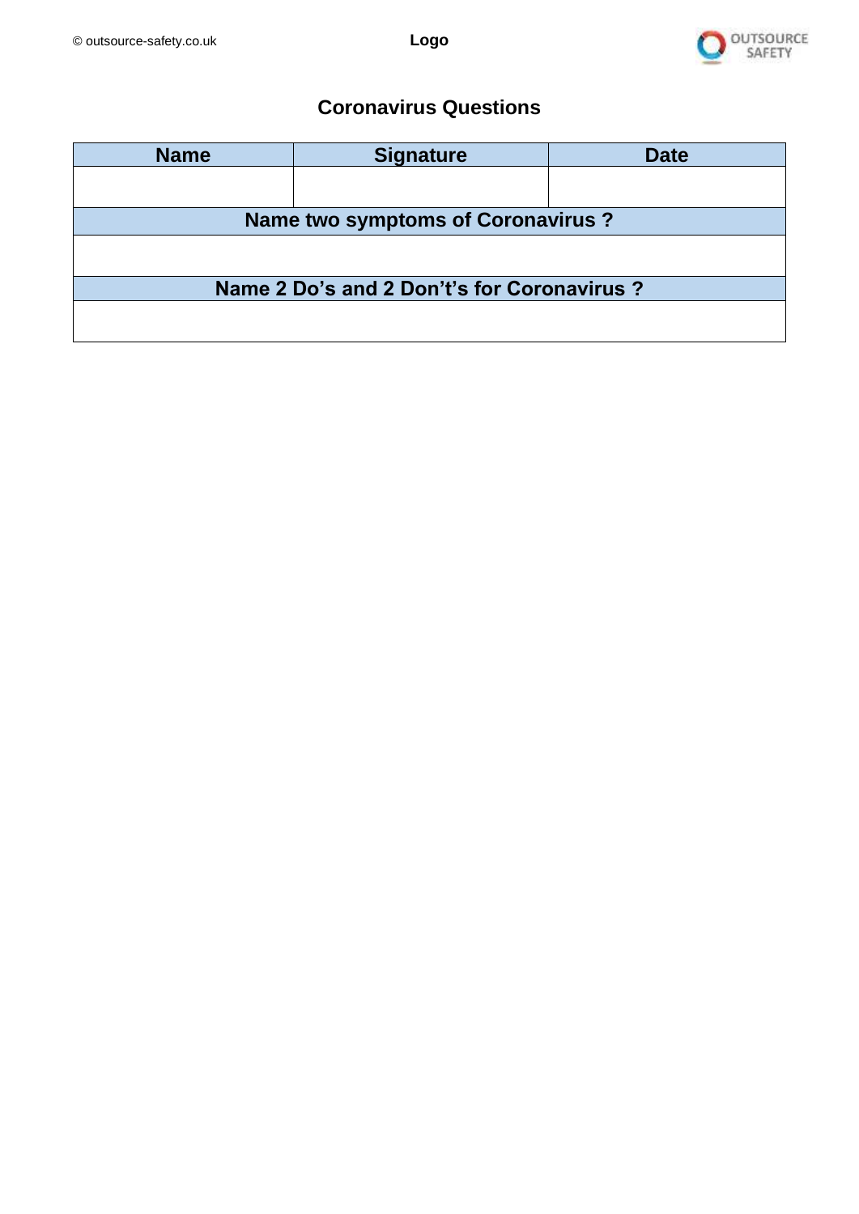# Coronavirus Questions

| Name | Signature | Date |
| --- | --- | --- |
| | | |
| **Name two symptoms of Coronavirus ?** | | |
| | | |
| **Name 2 Do's and 2 Don't's for Coronavirus ?** | | |
| | | |